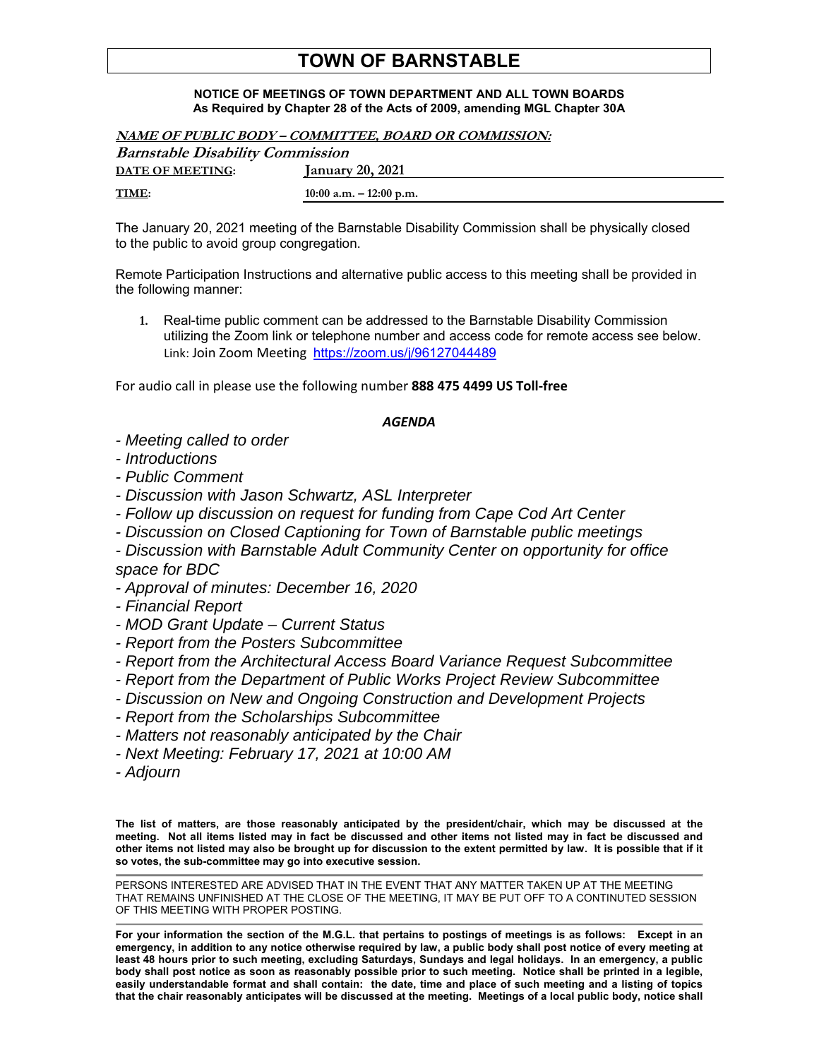# TOWN OF BARNSTABLE

**NOTICE OF MEETINGS OF TOWN DEPARTMENT AND ALL TOWN BOARDS**
**As Required by Chapter 28 of the Acts of 2009, amending MGL Chapter 30A**

***NAME OF PUBLIC BODY – COMMITTEE, BOARD OR COMMISSION:***

***Barnstable Disability Commission***

**DATE OF MEETING:** **January 20, 2021**

**TIME:** **10:00 a.m. – 12:00 p.m.**

The January 20, 2021 meeting of the Barnstable Disability Commission shall be physically closed to the public to avoid group congregation.

Remote Participation Instructions and alternative public access to this meeting shall be provided in the following manner:

1. Real-time public comment can be addressed to the Barnstable Disability Commission utilizing the Zoom link or telephone number and access code for remote access see below. Link: Join Zoom Meeting https://zoom.us/j/96127044489

For audio call in please use the following number **888 475 4499 US Toll-free**

***AGENDA***

- *Meeting called to order*
- *Introductions*
- *Public Comment*
- *Discussion with Jason Schwartz, ASL Interpreter*
- *Follow up discussion on request for funding from Cape Cod Art Center*
- *Discussion on Closed Captioning for Town of Barnstable public meetings*
- *Discussion with Barnstable Adult Community Center on opportunity for office space for BDC*
- *Approval of minutes: December 16, 2020*
- *Financial Report*
- *MOD Grant Update – Current Status*
- *Report from the Posters Subcommittee*
- *Report from the Architectural Access Board Variance Request Subcommittee*
- *Report from the Department of Public Works Project Review Subcommittee*
- *Discussion on New and Ongoing Construction and Development Projects*
- *Report from the Scholarships Subcommittee*
- *Matters not reasonably anticipated by the Chair*
- *Next Meeting: February 17, 2021 at 10:00 AM*
- *Adjourn*

**The list of matters, are those reasonably anticipated by the president/chair, which may be discussed at the meeting. Not all items listed may in fact be discussed and other items not listed may in fact be discussed and other items not listed may also be brought up for discussion to the extent permitted by law. It is possible that if it so votes, the sub-committee may go into executive session.**

PERSONS INTERESTED ARE ADVISED THAT IN THE EVENT THAT ANY MATTER TAKEN UP AT THE MEETING THAT REMAINS UNFINISHED AT THE CLOSE OF THE MEETING, IT MAY BE PUT OFF TO A CONTINUTED SESSION OF THIS MEETING WITH PROPER POSTING.

**For your information the section of the M.G.L. that pertains to postings of meetings is as follows: Except in an emergency, in addition to any notice otherwise required by law, a public body shall post notice of every meeting at least 48 hours prior to such meeting, excluding Saturdays, Sundays and legal holidays. In an emergency, a public body shall post notice as soon as reasonably possible prior to such meeting. Notice shall be printed in a legible, easily understandable format and shall contain: the date, time and place of such meeting and a listing of topics that the chair reasonably anticipates will be discussed at the meeting. Meetings of a local public body, notice shall**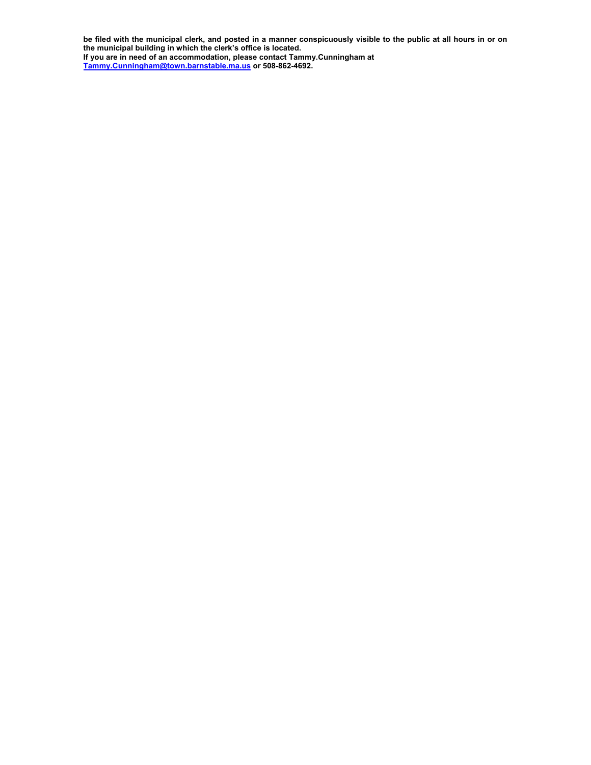**be filed with the municipal clerk, and posted in a manner conspicuously visible to the public at all hours in or on the municipal building in which the clerk's office is located.**
**If you are in need of an accommodation, please contact Tammy.Cunningham at Tammy.Cunningham@town.barnstable.ma.us or 508-862-4692.**